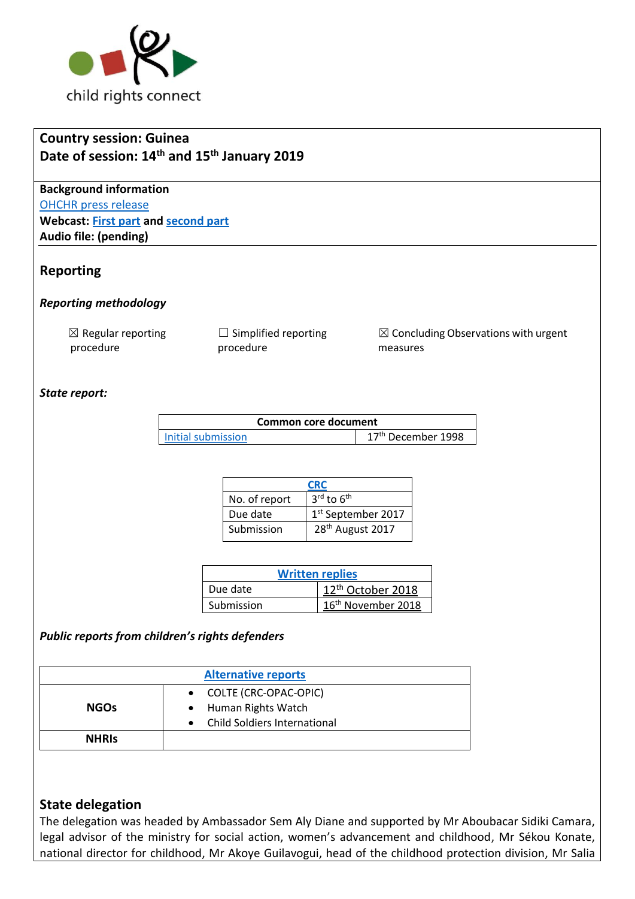child rights connect

**Country session: Guinea**
**Date of session: 14th and 15th January 2019**

**Background information**
OHCHR press release
**Webcast: First part and second part**
**Audio file: (pending)**

## Reporting

### *Reporting methodology*

☒ Regular reporting procedure ☐ Simplified reporting procedure ☒ Concluding Observations with urgent measures

### *State report:*

| Common core document | |
|---|---|
| Initial submission | 17th December 1998 |

| CRC | |
|---|---|
| No. of report | 3rd to 6th |
| Due date | 1st September 2017 |
| Submission | 28th August 2017 |

| Written replies | |
|---|---|
| Due date | 12th October 2018 |
| Submission | 16th November 2018 |

### *Public reports from children's rights defenders*

| Alternative reports | |
|---|---|
| **NGOs** | • COLTE (CRC-OPAC-OPIC)<br>• Human Rights Watch<br>• Child Soldiers International |
| **NHRIs** | |

## State delegation

The delegation was headed by Ambassador Sem Aly Diane and supported by Mr Aboubacar Sidiki Camara, legal advisor of the ministry for social action, women's advancement and childhood, Mr Sékou Konate, national director for childhood, Mr Akoye Guilavogui, head of the childhood protection division, Mr Salia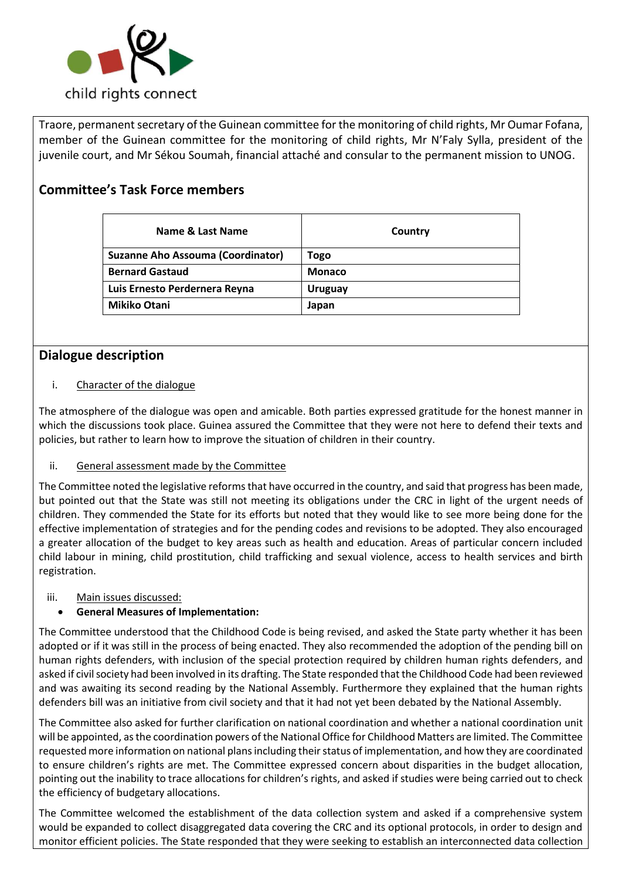Traore, permanent secretary of the Guinean committee for the monitoring of child rights, Mr Oumar Fofana, member of the Guinean committee for the monitoring of child rights, Mr N'Faly Sylla, president of the juvenile court, and Mr Sékou Soumah, financial attaché and consular to the permanent mission to UNOG.

## Committee's Task Force members

| Name & Last Name | Country |
|---|---|
| **Suzanne Aho Assouma (Coordinator)** | **Togo** |
| **Bernard Gastaud** | **Monaco** |
| **Luis Ernesto Perdernera Reyna** | **Uruguay** |
| **Mikiko Otani** | **Japan** |

## Dialogue description

i. Character of the dialogue

The atmosphere of the dialogue was open and amicable. Both parties expressed gratitude for the honest manner in which the discussions took place. Guinea assured the Committee that they were not here to defend their texts and policies, but rather to learn how to improve the situation of children in their country.

ii. General assessment made by the Committee

The Committee noted the legislative reforms that have occurred in the country, and said that progress has been made, but pointed out that the State was still not meeting its obligations under the CRC in light of the urgent needs of children. They commended the State for its efforts but noted that they would like to see more being done for the effective implementation of strategies and for the pending codes and revisions to be adopted. They also encouraged a greater allocation of the budget to key areas such as health and education. Areas of particular concern included child labour in mining, child prostitution, child trafficking and sexual violence, access to health services and birth registration.

iii. Main issues discussed:

- **General Measures of Implementation:**

The Committee understood that the Childhood Code is being revised, and asked the State party whether it has been adopted or if it was still in the process of being enacted. They also recommended the adoption of the pending bill on human rights defenders, with inclusion of the special protection required by children human rights defenders, and asked if civil society had been involved in its drafting. The State responded that the Childhood Code had been reviewed and was awaiting its second reading by the National Assembly. Furthermore they explained that the human rights defenders bill was an initiative from civil society and that it had not yet been debated by the National Assembly.

The Committee also asked for further clarification on national coordination and whether a national coordination unit will be appointed, as the coordination powers of the National Office for Childhood Matters are limited. The Committee requested more information on national plans including their status of implementation, and how they are coordinated to ensure children's rights are met. The Committee expressed concern about disparities in the budget allocation, pointing out the inability to trace allocations for children's rights, and asked if studies were being carried out to check the efficiency of budgetary allocations.

The Committee welcomed the establishment of the data collection system and asked if a comprehensive system would be expanded to collect disaggregated data covering the CRC and its optional protocols, in order to design and monitor efficient policies. The State responded that they were seeking to establish an interconnected data collection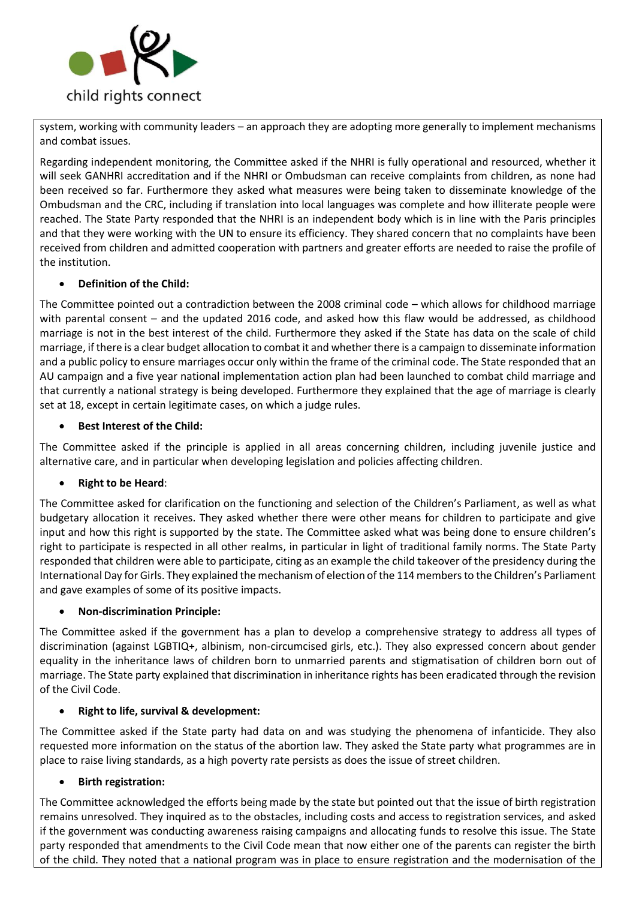system, working with community leaders – an approach they are adopting more generally to implement mechanisms and combat issues.

Regarding independent monitoring, the Committee asked if the NHRI is fully operational and resourced, whether it will seek GANHRI accreditation and if the NHRI or Ombudsman can receive complaints from children, as none had been received so far. Furthermore they asked what measures were being taken to disseminate knowledge of the Ombudsman and the CRC, including if translation into local languages was complete and how illiterate people were reached. The State Party responded that the NHRI is an independent body which is in line with the Paris principles and that they were working with the UN to ensure its efficiency. They shared concern that no complaints have been received from children and admitted cooperation with partners and greater efforts are needed to raise the profile of the institution.

- **Definition of the Child:**

The Committee pointed out a contradiction between the 2008 criminal code – which allows for childhood marriage with parental consent – and the updated 2016 code, and asked how this flaw would be addressed, as childhood marriage is not in the best interest of the child. Furthermore they asked if the State has data on the scale of child marriage, if there is a clear budget allocation to combat it and whether there is a campaign to disseminate information and a public policy to ensure marriages occur only within the frame of the criminal code. The State responded that an AU campaign and a five year national implementation action plan had been launched to combat child marriage and that currently a national strategy is being developed. Furthermore they explained that the age of marriage is clearly set at 18, except in certain legitimate cases, on which a judge rules.

- **Best Interest of the Child:**

The Committee asked if the principle is applied in all areas concerning children, including juvenile justice and alternative care, and in particular when developing legislation and policies affecting children.

- **Right to be Heard**:

The Committee asked for clarification on the functioning and selection of the Children's Parliament, as well as what budgetary allocation it receives. They asked whether there were other means for children to participate and give input and how this right is supported by the state. The Committee asked what was being done to ensure children's right to participate is respected in all other realms, in particular in light of traditional family norms. The State Party responded that children were able to participate, citing as an example the child takeover of the presidency during the International Day for Girls. They explained the mechanism of election of the 114 members to the Children's Parliament and gave examples of some of its positive impacts.

- **Non-discrimination Principle:**

The Committee asked if the government has a plan to develop a comprehensive strategy to address all types of discrimination (against LGBTIQ+, albinism, non-circumcised girls, etc.). They also expressed concern about gender equality in the inheritance laws of children born to unmarried parents and stigmatisation of children born out of marriage. The State party explained that discrimination in inheritance rights has been eradicated through the revision of the Civil Code.

- **Right to life, survival & development:**

The Committee asked if the State party had data on and was studying the phenomena of infanticide. They also requested more information on the status of the abortion law. They asked the State party what programmes are in place to raise living standards, as a high poverty rate persists as does the issue of street children.

- **Birth registration:**

The Committee acknowledged the efforts being made by the state but pointed out that the issue of birth registration remains unresolved. They inquired as to the obstacles, including costs and access to registration services, and asked if the government was conducting awareness raising campaigns and allocating funds to resolve this issue. The State party responded that amendments to the Civil Code mean that now either one of the parents can register the birth of the child. They noted that a national program was in place to ensure registration and the modernisation of the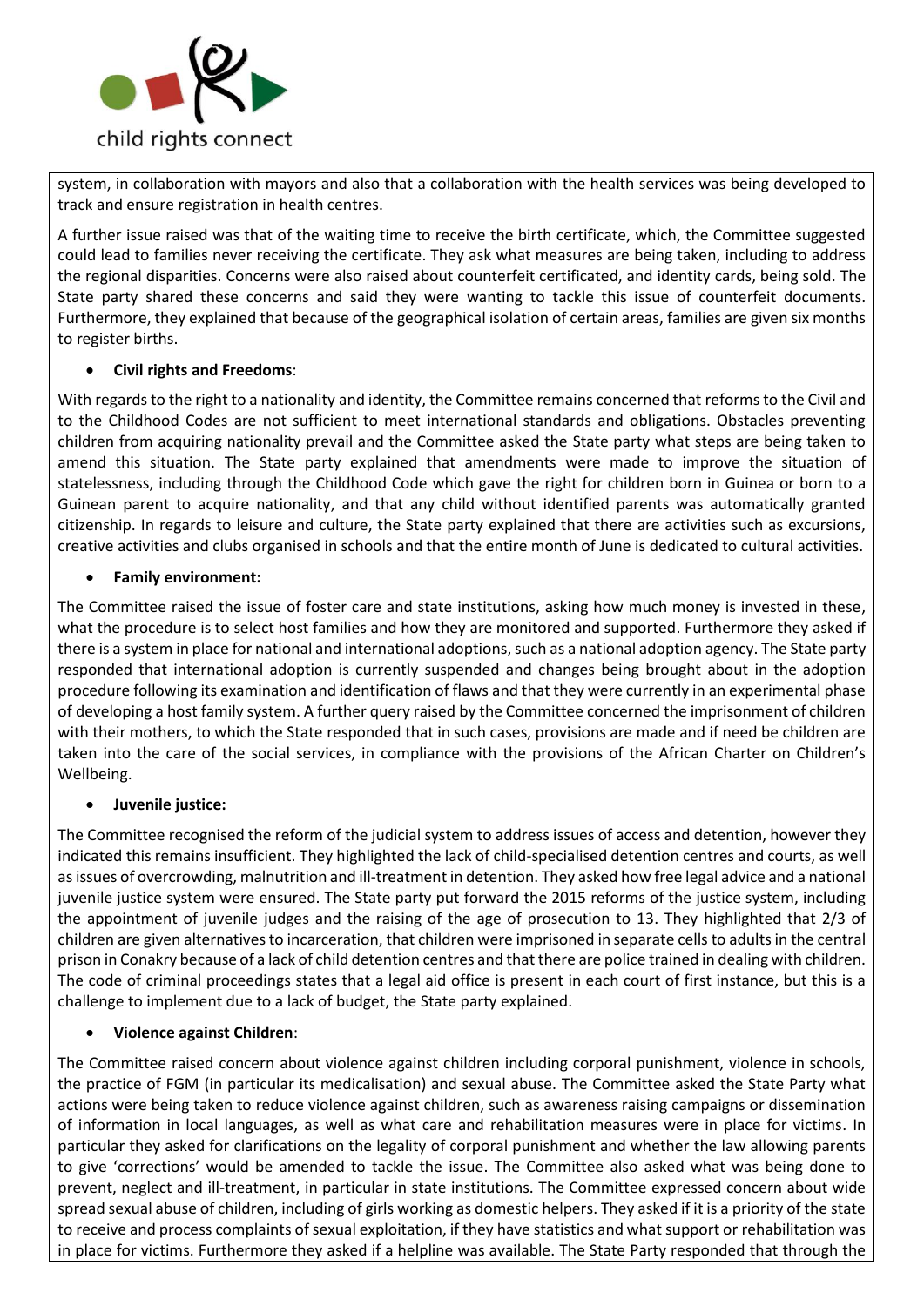system, in collaboration with mayors and also that a collaboration with the health services was being developed to track and ensure registration in health centres.

A further issue raised was that of the waiting time to receive the birth certificate, which, the Committee suggested could lead to families never receiving the certificate. They ask what measures are being taken, including to address the regional disparities. Concerns were also raised about counterfeit certificated, and identity cards, being sold. The State party shared these concerns and said they were wanting to tackle this issue of counterfeit documents. Furthermore, they explained that because of the geographical isolation of certain areas, families are given six months to register births.

- **Civil rights and Freedoms**:

With regards to the right to a nationality and identity, the Committee remains concerned that reforms to the Civil and to the Childhood Codes are not sufficient to meet international standards and obligations. Obstacles preventing children from acquiring nationality prevail and the Committee asked the State party what steps are being taken to amend this situation. The State party explained that amendments were made to improve the situation of statelessness, including through the Childhood Code which gave the right for children born in Guinea or born to a Guinean parent to acquire nationality, and that any child without identified parents was automatically granted citizenship. In regards to leisure and culture, the State party explained that there are activities such as excursions, creative activities and clubs organised in schools and that the entire month of June is dedicated to cultural activities.

- **Family environment:**

The Committee raised the issue of foster care and state institutions, asking how much money is invested in these, what the procedure is to select host families and how they are monitored and supported. Furthermore they asked if there is a system in place for national and international adoptions, such as a national adoption agency. The State party responded that international adoption is currently suspended and changes being brought about in the adoption procedure following its examination and identification of flaws and that they were currently in an experimental phase of developing a host family system. A further query raised by the Committee concerned the imprisonment of children with their mothers, to which the State responded that in such cases, provisions are made and if need be children are taken into the care of the social services, in compliance with the provisions of the African Charter on Children's Wellbeing.

- **Juvenile justice:**

The Committee recognised the reform of the judicial system to address issues of access and detention, however they indicated this remains insufficient. They highlighted the lack of child-specialised detention centres and courts, as well as issues of overcrowding, malnutrition and ill-treatment in detention. They asked how free legal advice and a national juvenile justice system were ensured. The State party put forward the 2015 reforms of the justice system, including the appointment of juvenile judges and the raising of the age of prosecution to 13. They highlighted that 2/3 of children are given alternatives to incarceration, that children were imprisoned in separate cells to adults in the central prison in Conakry because of a lack of child detention centres and that there are police trained in dealing with children. The code of criminal proceedings states that a legal aid office is present in each court of first instance, but this is a challenge to implement due to a lack of budget, the State party explained.

- **Violence against Children**:

The Committee raised concern about violence against children including corporal punishment, violence in schools, the practice of FGM (in particular its medicalisation) and sexual abuse. The Committee asked the State Party what actions were being taken to reduce violence against children, such as awareness raising campaigns or dissemination of information in local languages, as well as what care and rehabilitation measures were in place for victims. In particular they asked for clarifications on the legality of corporal punishment and whether the law allowing parents to give 'corrections' would be amended to tackle the issue. The Committee also asked what was being done to prevent, neglect and ill-treatment, in particular in state institutions. The Committee expressed concern about wide spread sexual abuse of children, including of girls working as domestic helpers. They asked if it is a priority of the state to receive and process complaints of sexual exploitation, if they have statistics and what support or rehabilitation was in place for victims. Furthermore they asked if a helpline was available. The State Party responded that through the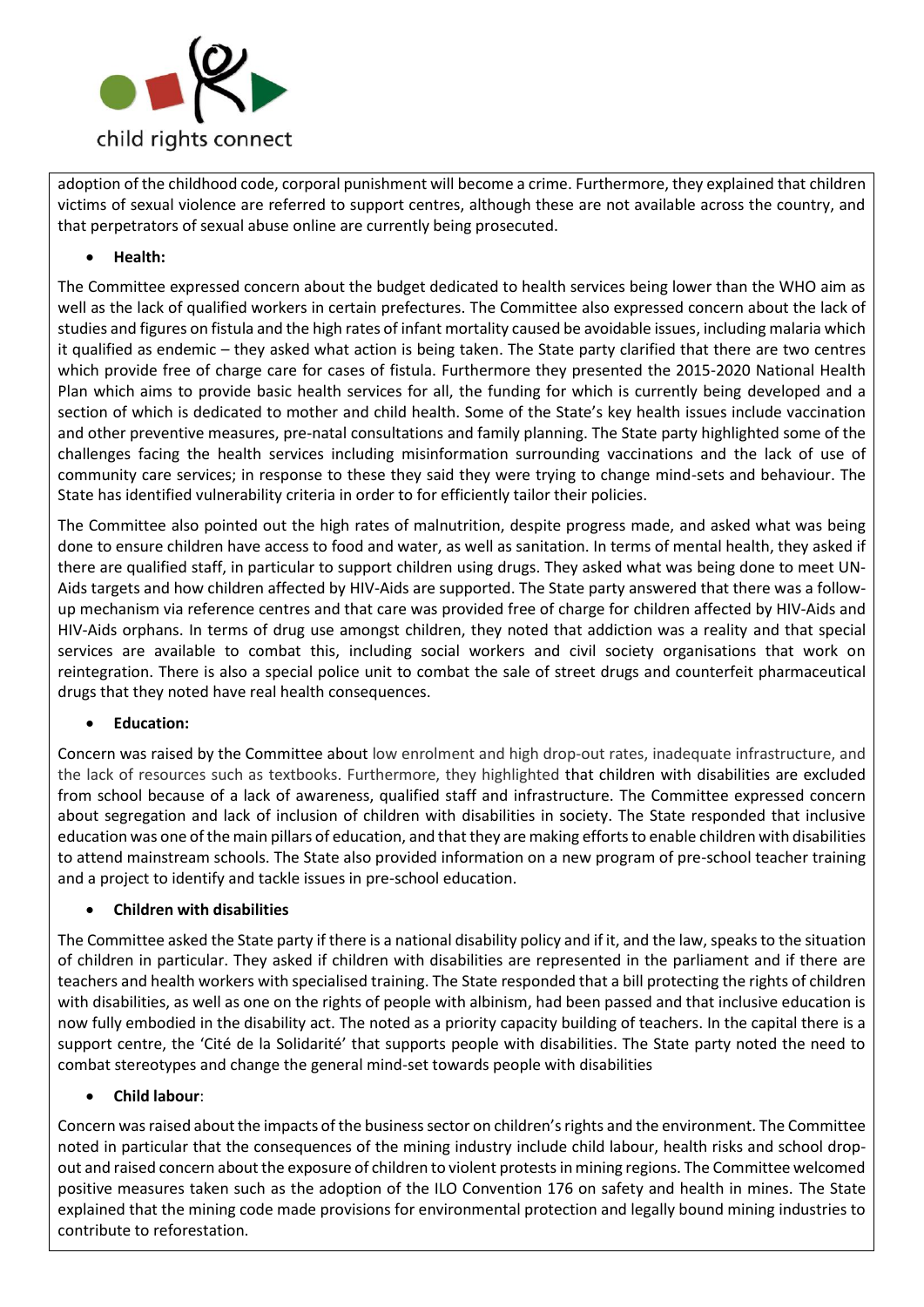adoption of the childhood code, corporal punishment will become a crime. Furthermore, they explained that children victims of sexual violence are referred to support centres, although these are not available across the country, and that perpetrators of sexual abuse online are currently being prosecuted.

- **Health:**

The Committee expressed concern about the budget dedicated to health services being lower than the WHO aim as well as the lack of qualified workers in certain prefectures. The Committee also expressed concern about the lack of studies and figures on fistula and the high rates of infant mortality caused be avoidable issues, including malaria which it qualified as endemic – they asked what action is being taken. The State party clarified that there are two centres which provide free of charge care for cases of fistula. Furthermore they presented the 2015-2020 National Health Plan which aims to provide basic health services for all, the funding for which is currently being developed and a section of which is dedicated to mother and child health. Some of the State's key health issues include vaccination and other preventive measures, pre-natal consultations and family planning. The State party highlighted some of the challenges facing the health services including misinformation surrounding vaccinations and the lack of use of community care services; in response to these they said they were trying to change mind-sets and behaviour. The State has identified vulnerability criteria in order to for efficiently tailor their policies.

The Committee also pointed out the high rates of malnutrition, despite progress made, and asked what was being done to ensure children have access to food and water, as well as sanitation. In terms of mental health, they asked if there are qualified staff, in particular to support children using drugs. They asked what was being done to meet UN-Aids targets and how children affected by HIV-Aids are supported. The State party answered that there was a follow-up mechanism via reference centres and that care was provided free of charge for children affected by HIV-Aids and HIV-Aids orphans. In terms of drug use amongst children, they noted that addiction was a reality and that special services are available to combat this, including social workers and civil society organisations that work on reintegration. There is also a special police unit to combat the sale of street drugs and counterfeit pharmaceutical drugs that they noted have real health consequences.

- **Education:**

Concern was raised by the Committee about low enrolment and high drop-out rates, inadequate infrastructure, and the lack of resources such as textbooks. Furthermore, they highlighted that children with disabilities are excluded from school because of a lack of awareness, qualified staff and infrastructure. The Committee expressed concern about segregation and lack of inclusion of children with disabilities in society. The State responded that inclusive education was one of the main pillars of education, and that they are making efforts to enable children with disabilities to attend mainstream schools. The State also provided information on a new program of pre-school teacher training and a project to identify and tackle issues in pre-school education.

- **Children with disabilities**

The Committee asked the State party if there is a national disability policy and if it, and the law, speaks to the situation of children in particular. They asked if children with disabilities are represented in the parliament and if there are teachers and health workers with specialised training. The State responded that a bill protecting the rights of children with disabilities, as well as one on the rights of people with albinism, had been passed and that inclusive education is now fully embodied in the disability act. The noted as a priority capacity building of teachers. In the capital there is a support centre, the 'Cité de la Solidarité' that supports people with disabilities. The State party noted the need to combat stereotypes and change the general mind-set towards people with disabilities

- **Child labour**:

Concern was raised about the impacts of the business sector on children's rights and the environment. The Committee noted in particular that the consequences of the mining industry include child labour, health risks and school drop-out and raised concern about the exposure of children to violent protests in mining regions. The Committee welcomed positive measures taken such as the adoption of the ILO Convention 176 on safety and health in mines. The State explained that the mining code made provisions for environmental protection and legally bound mining industries to contribute to reforestation.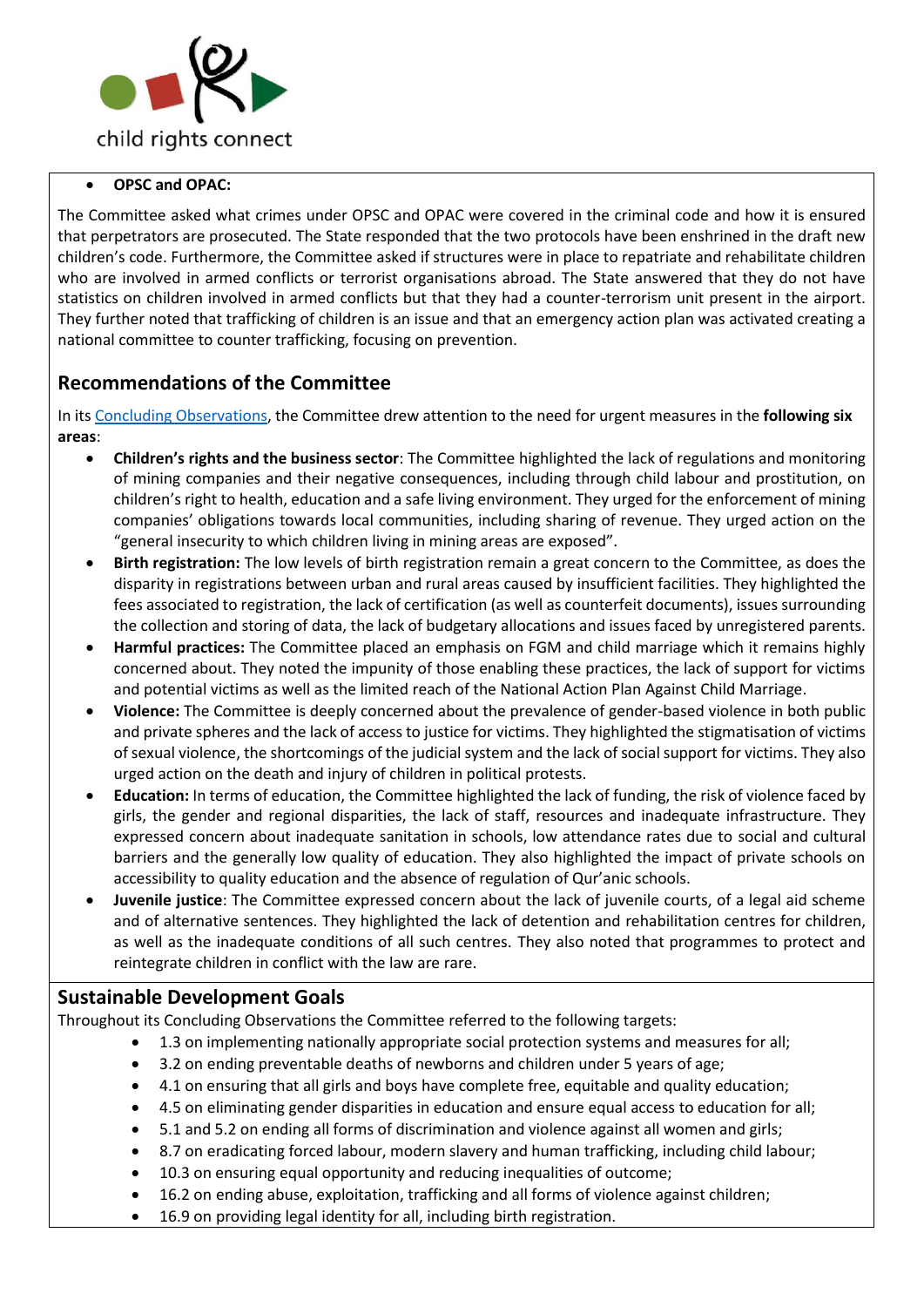- **OPSC and OPAC:**

The Committee asked what crimes under OPSC and OPAC were covered in the criminal code and how it is ensured that perpetrators are prosecuted. The State responded that the two protocols have been enshrined in the draft new children's code. Furthermore, the Committee asked if structures were in place to repatriate and rehabilitate children who are involved in armed conflicts or terrorist organisations abroad. The State answered that they do not have statistics on children involved in armed conflicts but that they had a counter-terrorism unit present in the airport. They further noted that trafficking of children is an issue and that an emergency action plan was activated creating a national committee to counter trafficking, focusing on prevention.

## Recommendations of the Committee

In its [Concluding Observations](), the Committee drew attention to the need for urgent measures in the **following six areas**:

- **Children's rights and the business sector**: The Committee highlighted the lack of regulations and monitoring of mining companies and their negative consequences, including through child labour and prostitution, on children's right to health, education and a safe living environment. They urged for the enforcement of mining companies' obligations towards local communities, including sharing of revenue. They urged action on the "general insecurity to which children living in mining areas are exposed".
- **Birth registration:** The low levels of birth registration remain a great concern to the Committee, as does the disparity in registrations between urban and rural areas caused by insufficient facilities. They highlighted the fees associated to registration, the lack of certification (as well as counterfeit documents), issues surrounding the collection and storing of data, the lack of budgetary allocations and issues faced by unregistered parents.
- **Harmful practices:** The Committee placed an emphasis on FGM and child marriage which it remains highly concerned about. They noted the impunity of those enabling these practices, the lack of support for victims and potential victims as well as the limited reach of the National Action Plan Against Child Marriage.
- **Violence:** The Committee is deeply concerned about the prevalence of gender-based violence in both public and private spheres and the lack of access to justice for victims. They highlighted the stigmatisation of victims of sexual violence, the shortcomings of the judicial system and the lack of social support for victims. They also urged action on the death and injury of children in political protests.
- **Education:** In terms of education, the Committee highlighted the lack of funding, the risk of violence faced by girls, the gender and regional disparities, the lack of staff, resources and inadequate infrastructure. They expressed concern about inadequate sanitation in schools, low attendance rates due to social and cultural barriers and the generally low quality of education. They also highlighted the impact of private schools on accessibility to quality education and the absence of regulation of Qur'anic schools.
- **Juvenile justice**: The Committee expressed concern about the lack of juvenile courts, of a legal aid scheme and of alternative sentences. They highlighted the lack of detention and rehabilitation centres for children, as well as the inadequate conditions of all such centres. They also noted that programmes to protect and reintegrate children in conflict with the law are rare.

## Sustainable Development Goals

Throughout its Concluding Observations the Committee referred to the following targets:

- 1.3 on implementing nationally appropriate social protection systems and measures for all;
- 3.2 on ending preventable deaths of newborns and children under 5 years of age;
- 4.1 on ensuring that all girls and boys have complete free, equitable and quality education;
- 4.5 on eliminating gender disparities in education and ensure equal access to education for all;
- 5.1 and 5.2 on ending all forms of discrimination and violence against all women and girls;
- 8.7 on eradicating forced labour, modern slavery and human trafficking, including child labour;
- 10.3 on ensuring equal opportunity and reducing inequalities of outcome;
- 16.2 on ending abuse, exploitation, trafficking and all forms of violence against children;
- 16.9 on providing legal identity for all, including birth registration.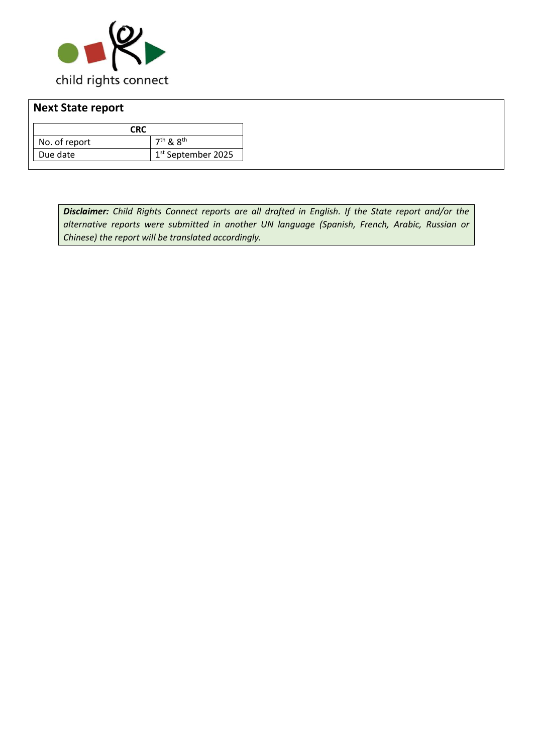child rights connect

## Next State report

| CRC | |
|---|---|
| No. of report | 7th & 8th |
| Due date | 1st September 2025 |

***Disclaimer:*** *Child Rights Connect reports are all drafted in English. If the State report and/or the alternative reports were submitted in another UN language (Spanish, French, Arabic, Russian or Chinese) the report will be translated accordingly.*